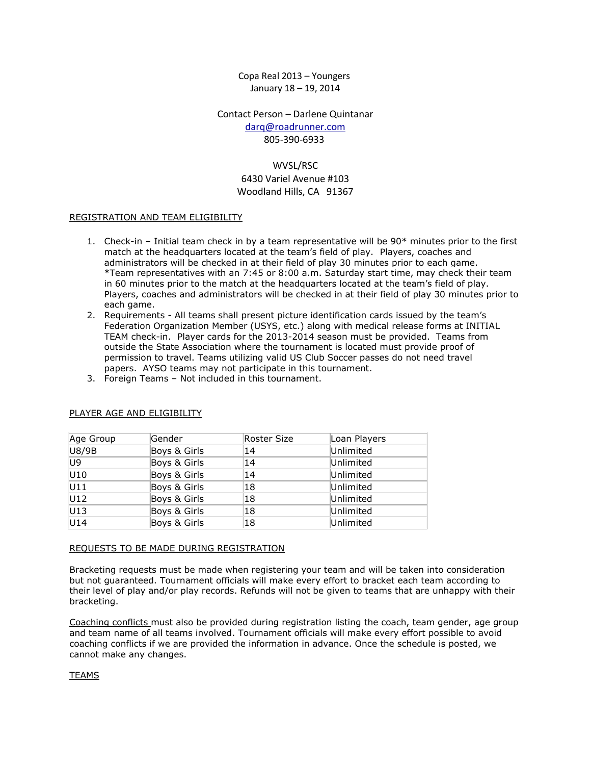Copa Real 2013 – Youngers
January 18 – 19, 2014

Contact Person – Darlene Quintanar
darq@roadrunner.com
805-390-6933

WVSL/RSC
6430 Variel Avenue #103
Woodland Hills, CA 91367

## REGISTRATION AND TEAM ELIGIBILITY

1. Check-in – Initial team check in by a team representative will be 90* minutes prior to the first match at the headquarters located at the team's field of play. Players, coaches and administrators will be checked in at their field of play 30 minutes prior to each game. *Team representatives with an 7:45 or 8:00 a.m. Saturday start time, may check their team in 60 minutes prior to the match at the headquarters located at the team's field of play. Players, coaches and administrators will be checked in at their field of play 30 minutes prior to each game.
2. Requirements - All teams shall present picture identification cards issued by the team's Federation Organization Member (USYS, etc.) along with medical release forms at INITIAL TEAM check-in. Player cards for the 2013-2014 season must be provided. Teams from outside the State Association where the tournament is located must provide proof of permission to travel. Teams utilizing valid US Club Soccer passes do not need travel papers. AYSO teams may not participate in this tournament.
3. Foreign Teams – Not included in this tournament.

## PLAYER AGE AND ELIGIBILITY

| Age Group | Gender | Roster Size | Loan Players |
|---|---|---|---|
| U8/9B | Boys & Girls | 14 | Unlimited |
| U9 | Boys & Girls | 14 | Unlimited |
| U10 | Boys & Girls | 14 | Unlimited |
| U11 | Boys & Girls | 18 | Unlimited |
| U12 | Boys & Girls | 18 | Unlimited |
| U13 | Boys & Girls | 18 | Unlimited |
| U14 | Boys & Girls | 18 | Unlimited |

## REQUESTS TO BE MADE DURING REGISTRATION

Bracketing requests must be made when registering your team and will be taken into consideration but not guaranteed. Tournament officials will make every effort to bracket each team according to their level of play and/or play records. Refunds will not be given to teams that are unhappy with their bracketing.

Coaching conflicts must also be provided during registration listing the coach, team gender, age group and team name of all teams involved. Tournament officials will make every effort possible to avoid coaching conflicts if we are provided the information in advance. Once the schedule is posted, we cannot make any changes.

## TEAMS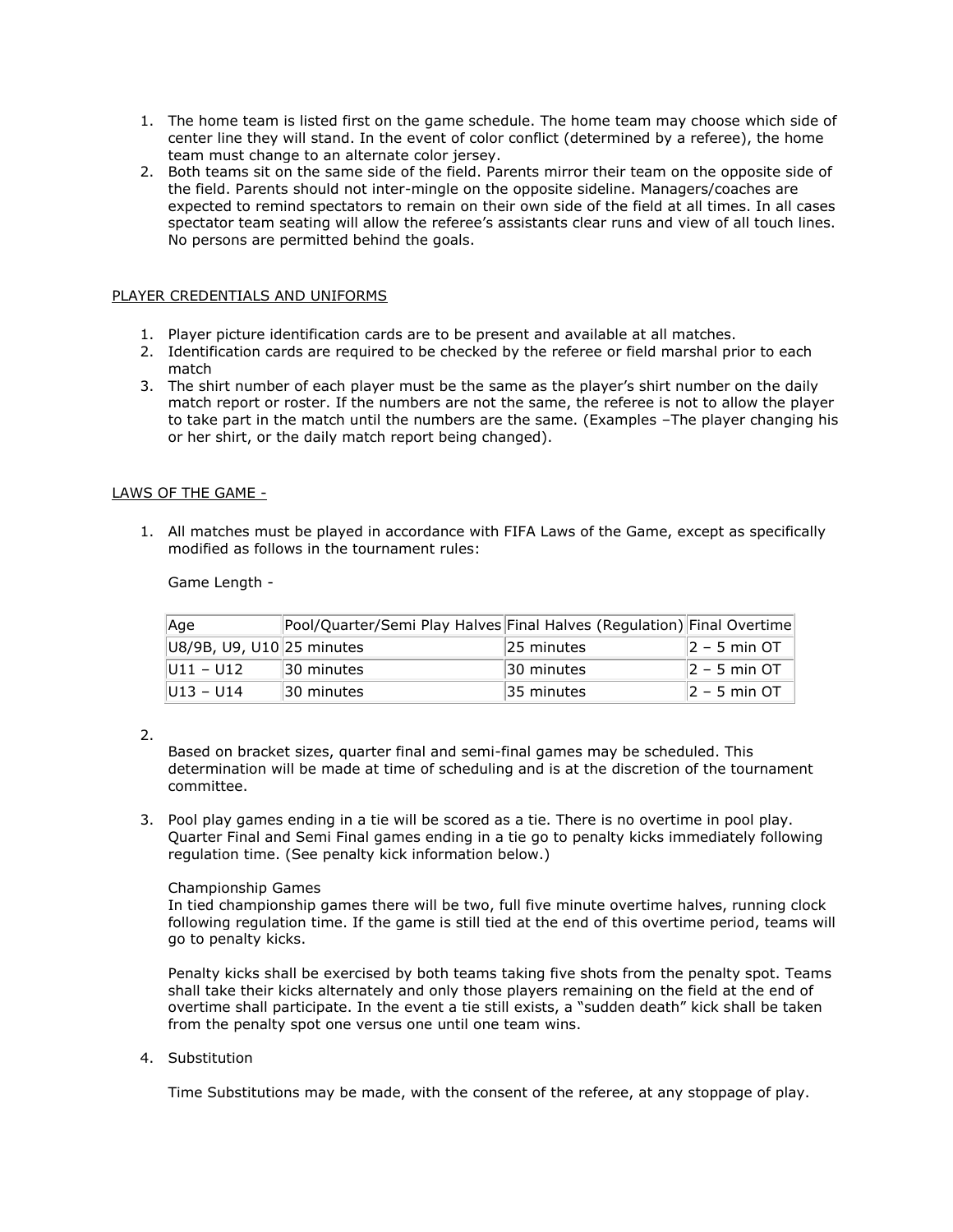1. The home team is listed first on the game schedule. The home team may choose which side of center line they will stand. In the event of color conflict (determined by a referee), the home team must change to an alternate color jersey.
2. Both teams sit on the same side of the field. Parents mirror their team on the opposite side of the field. Parents should not inter-mingle on the opposite sideline. Managers/coaches are expected to remind spectators to remain on their own side of the field at all times. In all cases spectator team seating will allow the referee's assistants clear runs and view of all touch lines. No persons are permitted behind the goals.

<u>PLAYER CREDENTIALS AND UNIFORMS</u>

1. Player picture identification cards are to be present and available at all matches.
2. Identification cards are required to be checked by the referee or field marshal prior to each match
3. The shirt number of each player must be the same as the player's shirt number on the daily match report or roster. If the numbers are not the same, the referee is not to allow the player to take part in the match until the numbers are the same. (Examples –The player changing his or her shirt, or the daily match report being changed).

<u>LAWS OF THE GAME -</u>

1. All matches must be played in accordance with FIFA Laws of the Game, except as specifically modified as follows in the tournament rules:

   Game Length -

   | Age | Pool/Quarter/Semi Play Halves | Final Halves (Regulation) | Final Overtime |
   | --- | --- | --- | --- |
   | U8/9B, U9, U10 | 25 minutes | 25 minutes | 2 – 5 min OT |
   | U11 – U12 | 30 minutes | 30 minutes | 2 – 5 min OT |
   | U13 – U14 | 30 minutes | 35 minutes | 2 – 5 min OT |

2. Based on bracket sizes, quarter final and semi-final games may be scheduled. This determination will be made at time of scheduling and is at the discretion of the tournament committee.

3. Pool play games ending in a tie will be scored as a tie. There is no overtime in pool play. Quarter Final and Semi Final games ending in a tie go to penalty kicks immediately following regulation time. (See penalty kick information below.)

   Championship Games
   In tied championship games there will be two, full five minute overtime halves, running clock following regulation time. If the game is still tied at the end of this overtime period, teams will go to penalty kicks.

   Penalty kicks shall be exercised by both teams taking five shots from the penalty spot. Teams shall take their kicks alternately and only those players remaining on the field at the end of overtime shall participate. In the event a tie still exists, a "sudden death" kick shall be taken from the penalty spot one versus one until one team wins.

4. Substitution

   Time Substitutions may be made, with the consent of the referee, at any stoppage of play.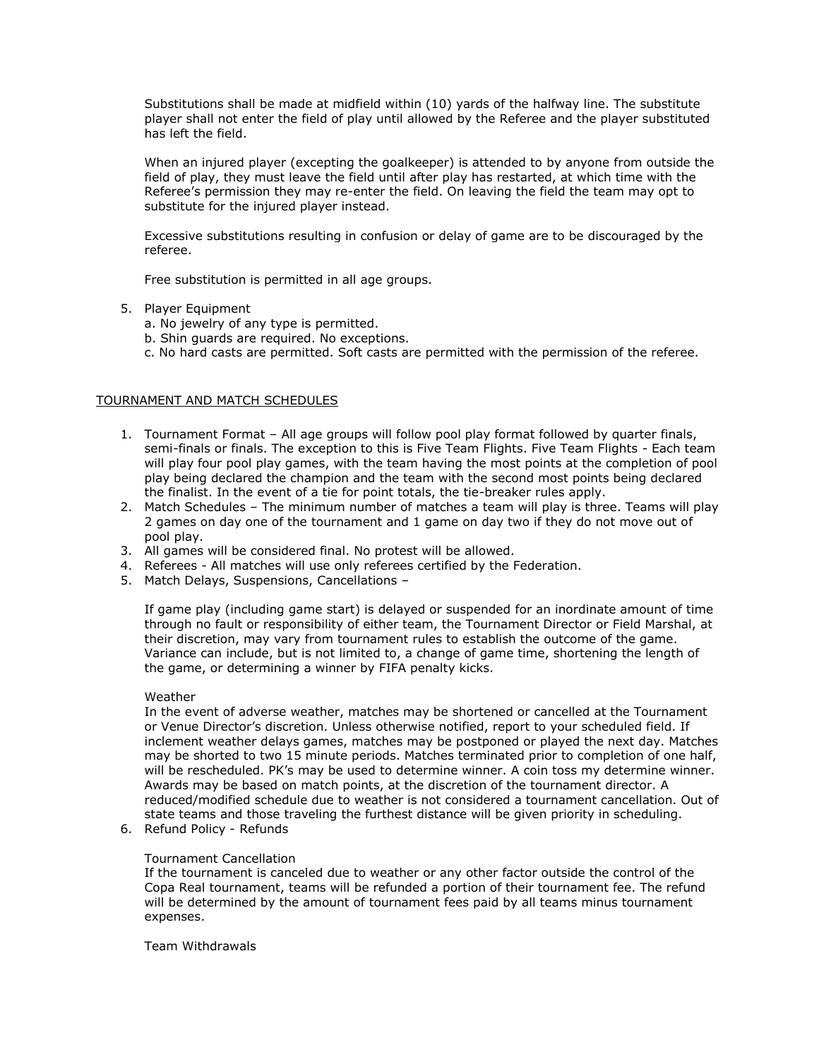Substitutions shall be made at midfield within (10) yards of the halfway line. The substitute player shall not enter the field of play until allowed by the Referee and the player substituted has left the field.

When an injured player (excepting the goalkeeper) is attended to by anyone from outside the field of play, they must leave the field until after play has restarted, at which time with the Referee's permission they may re-enter the field. On leaving the field the team may opt to substitute for the injured player instead.

Excessive substitutions resulting in confusion or delay of game are to be discouraged by the referee.

Free substitution is permitted in all age groups.

5. Player Equipment
   a. No jewelry of any type is permitted.
   b. Shin guards are required. No exceptions.
   c. No hard casts are permitted. Soft casts are permitted with the permission of the referee.

## TOURNAMENT AND MATCH SCHEDULES

1. Tournament Format – All age groups will follow pool play format followed by quarter finals, semi-finals or finals. The exception to this is Five Team Flights. Five Team Flights - Each team will play four pool play games, with the team having the most points at the completion of pool play being declared the champion and the team with the second most points being declared the finalist. In the event of a tie for point totals, the tie-breaker rules apply.
2. Match Schedules – The minimum number of matches a team will play is three. Teams will play 2 games on day one of the tournament and 1 game on day two if they do not move out of pool play.
3. All games will be considered final. No protest will be allowed.
4. Referees - All matches will use only referees certified by the Federation.
5. Match Delays, Suspensions, Cancellations –

   If game play (including game start) is delayed or suspended for an inordinate amount of time through no fault or responsibility of either team, the Tournament Director or Field Marshal, at their discretion, may vary from tournament rules to establish the outcome of the game. Variance can include, but is not limited to, a change of game time, shortening the length of the game, or determining a winner by FIFA penalty kicks.

   Weather
   In the event of adverse weather, matches may be shortened or cancelled at the Tournament or Venue Director's discretion. Unless otherwise notified, report to your scheduled field. If inclement weather delays games, matches may be postponed or played the next day. Matches may be shorted to two 15 minute periods. Matches terminated prior to completion of one half, will be rescheduled. PK's may be used to determine winner. A coin toss my determine winner. Awards may be based on match points, at the discretion of the tournament director. A reduced/modified schedule due to weather is not considered a tournament cancellation. Out of state teams and those traveling the furthest distance will be given priority in scheduling.
6. Refund Policy - Refunds

   Tournament Cancellation
   If the tournament is canceled due to weather or any other factor outside the control of the Copa Real tournament, teams will be refunded a portion of their tournament fee. The refund will be determined by the amount of tournament fees paid by all teams minus tournament expenses.

   Team Withdrawals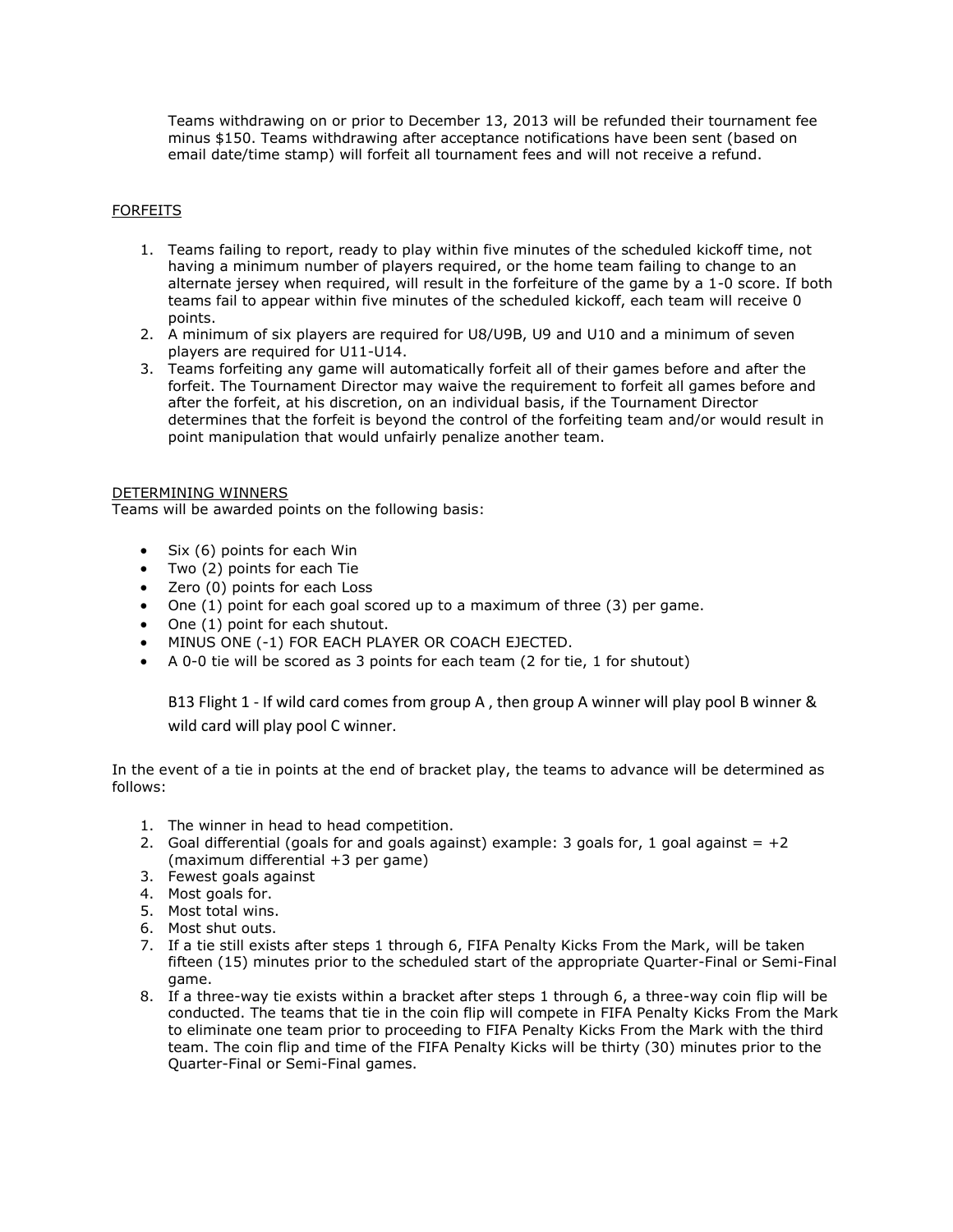Teams withdrawing on or prior to December 13, 2013 will be refunded their tournament fee minus $150. Teams withdrawing after acceptance notifications have been sent (based on email date/time stamp) will forfeit all tournament fees and will not receive a refund.

## FORFEITS

1. Teams failing to report, ready to play within five minutes of the scheduled kickoff time, not having a minimum number of players required, or the home team failing to change to an alternate jersey when required, will result in the forfeiture of the game by a 1-0 score. If both teams fail to appear within five minutes of the scheduled kickoff, each team will receive 0 points.
2. A minimum of six players are required for U8/U9B, U9 and U10 and a minimum of seven players are required for U11-U14.
3. Teams forfeiting any game will automatically forfeit all of their games before and after the forfeit. The Tournament Director may waive the requirement to forfeit all games before and after the forfeit, at his discretion, on an individual basis, if the Tournament Director determines that the forfeit is beyond the control of the forfeiting team and/or would result in point manipulation that would unfairly penalize another team.

## DETERMINING WINNERS

Teams will be awarded points on the following basis:

- Six (6) points for each Win
- Two (2) points for each Tie
- Zero (0) points for each Loss
- One (1) point for each goal scored up to a maximum of three (3) per game.
- One (1) point for each shutout.
- MINUS ONE (-1) FOR EACH PLAYER OR COACH EJECTED.
- A 0-0 tie will be scored as 3 points for each team (2 for tie, 1 for shutout)

B13 Flight 1 - If wild card comes from group A , then group A winner will play pool B winner & wild card will play pool C winner.

In the event of a tie in points at the end of bracket play, the teams to advance will be determined as follows:

1. The winner in head to head competition.
2. Goal differential (goals for and goals against) example: 3 goals for, 1 goal against = +2 (maximum differential +3 per game)
3. Fewest goals against
4. Most goals for.
5. Most total wins.
6. Most shut outs.
7. If a tie still exists after steps 1 through 6, FIFA Penalty Kicks From the Mark, will be taken fifteen (15) minutes prior to the scheduled start of the appropriate Quarter-Final or Semi-Final game.
8. If a three-way tie exists within a bracket after steps 1 through 6, a three-way coin flip will be conducted. The teams that tie in the coin flip will compete in FIFA Penalty Kicks From the Mark to eliminate one team prior to proceeding to FIFA Penalty Kicks From the Mark with the third team. The coin flip and time of the FIFA Penalty Kicks will be thirty (30) minutes prior to the Quarter-Final or Semi-Final games.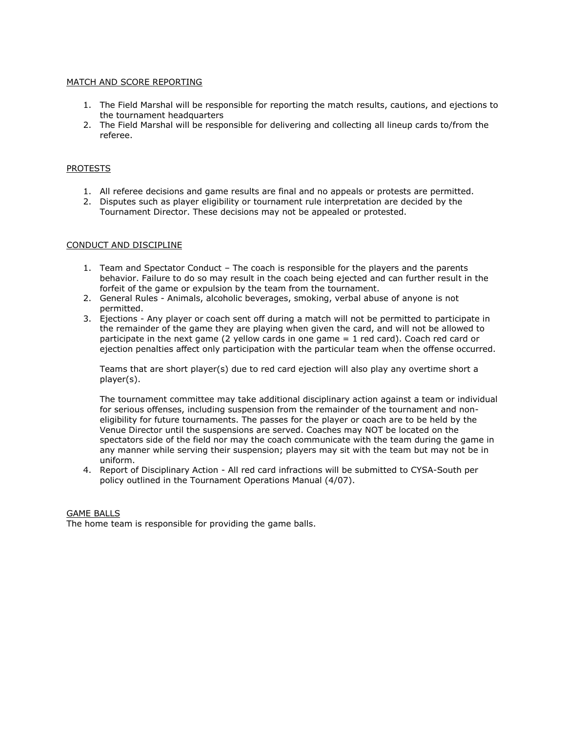<u>MATCH AND SCORE REPORTING</u>

1. The Field Marshal will be responsible for reporting the match results, cautions, and ejections to the tournament headquarters
2. The Field Marshal will be responsible for delivering and collecting all lineup cards to/from the referee.

<u>PROTESTS</u>

1. All referee decisions and game results are final and no appeals or protests are permitted.
2. Disputes such as player eligibility or tournament rule interpretation are decided by the Tournament Director. These decisions may not be appealed or protested.

<u>CONDUCT AND DISCIPLINE</u>

1. Team and Spectator Conduct – The coach is responsible for the players and the parents behavior. Failure to do so may result in the coach being ejected and can further result in the forfeit of the game or expulsion by the team from the tournament.
2. General Rules - Animals, alcoholic beverages, smoking, verbal abuse of anyone is not permitted.
3. Ejections - Any player or coach sent off during a match will not be permitted to participate in the remainder of the game they are playing when given the card, and will not be allowed to participate in the next game (2 yellow cards in one game = 1 red card). Coach red card or ejection penalties affect only participation with the particular team when the offense occurred.

   Teams that are short player(s) due to red card ejection will also play any overtime short a player(s).

   The tournament committee may take additional disciplinary action against a team or individual for serious offenses, including suspension from the remainder of the tournament and non-eligibility for future tournaments. The passes for the player or coach are to be held by the Venue Director until the suspensions are served. Coaches may NOT be located on the spectators side of the field nor may the coach communicate with the team during the game in any manner while serving their suspension; players may sit with the team but may not be in uniform.
4. Report of Disciplinary Action - All red card infractions will be submitted to CYSA-South per policy outlined in the Tournament Operations Manual (4/07).

<u>GAME BALLS</u>

The home team is responsible for providing the game balls.